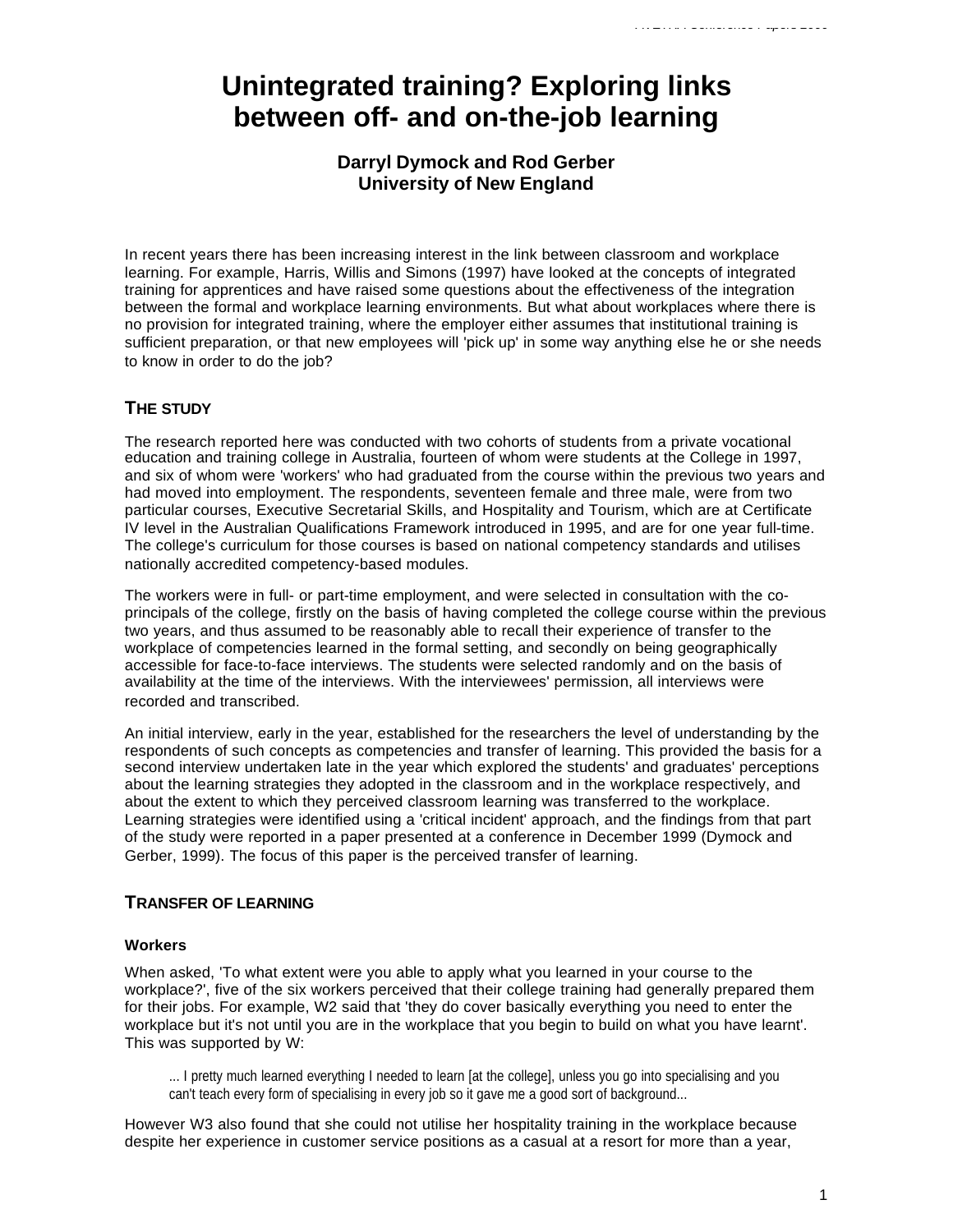# Unintegrated training? Exploring links between off- and on-the-job learning

**Darryl Dymock and Rod Gerber**
**University of New England**

In recent years there has been increasing interest in the link between classroom and workplace learning. For example, Harris, Willis and Simons (1997) have looked at the concepts of integrated training for apprentices and have raised some questions about the effectiveness of the integration between the formal and workplace learning environments. But what about workplaces where there is no provision for integrated training, where the employer either assumes that institutional training is sufficient preparation, or that new employees will 'pick up' in some way anything else he or she needs to know in order to do the job?

## THE STUDY

The research reported here was conducted with two cohorts of students from a private vocational education and training college in Australia, fourteen of whom were students at the College in 1997, and six of whom were 'workers' who had graduated from the course within the previous two years and had moved into employment. The respondents, seventeen female and three male, were from two particular courses, Executive Secretarial Skills, and Hospitality and Tourism, which are at Certificate IV level in the Australian Qualifications Framework introduced in 1995, and are for one year full-time. The college's curriculum for those courses is based on national competency standards and utilises nationally accredited competency-based modules.

The workers were in full- or part-time employment, and were selected in consultation with the co-principals of the college, firstly on the basis of having completed the college course within the previous two years, and thus assumed to be reasonably able to recall their experience of transfer to the workplace of competencies learned in the formal setting, and secondly on being geographically accessible for face-to-face interviews. The students were selected randomly and on the basis of availability at the time of the interviews. With the interviewees' permission, all interviews were recorded and transcribed.

An initial interview, early in the year, established for the researchers the level of understanding by the respondents of such concepts as competencies and transfer of learning. This provided the basis for a second interview undertaken late in the year which explored the students' and graduates' perceptions about the learning strategies they adopted in the classroom and in the workplace respectively, and about the extent to which they perceived classroom learning was transferred to the workplace. Learning strategies were identified using a 'critical incident' approach, and the findings from that part of the study were reported in a paper presented at a conference in December 1999 (Dymock and Gerber, 1999). The focus of this paper is the perceived transfer of learning.

## TRANSFER OF LEARNING

### Workers

When asked, 'To what extent were you able to apply what you learned in your course to the workplace?', five of the six workers perceived that their college training had generally prepared them for their jobs. For example, W2 said that 'they do cover basically everything you need to enter the workplace but it's not until you are in the workplace that you begin to build on what you have learnt'. This was supported by W:

> ... I pretty much learned everything I needed to learn [at the college], unless you go into specialising and you can't teach every form of specialising in every job so it gave me a good sort of background...

However W3 also found that she could not utilise her hospitality training in the workplace because despite her experience in customer service positions as a casual at a resort for more than a year,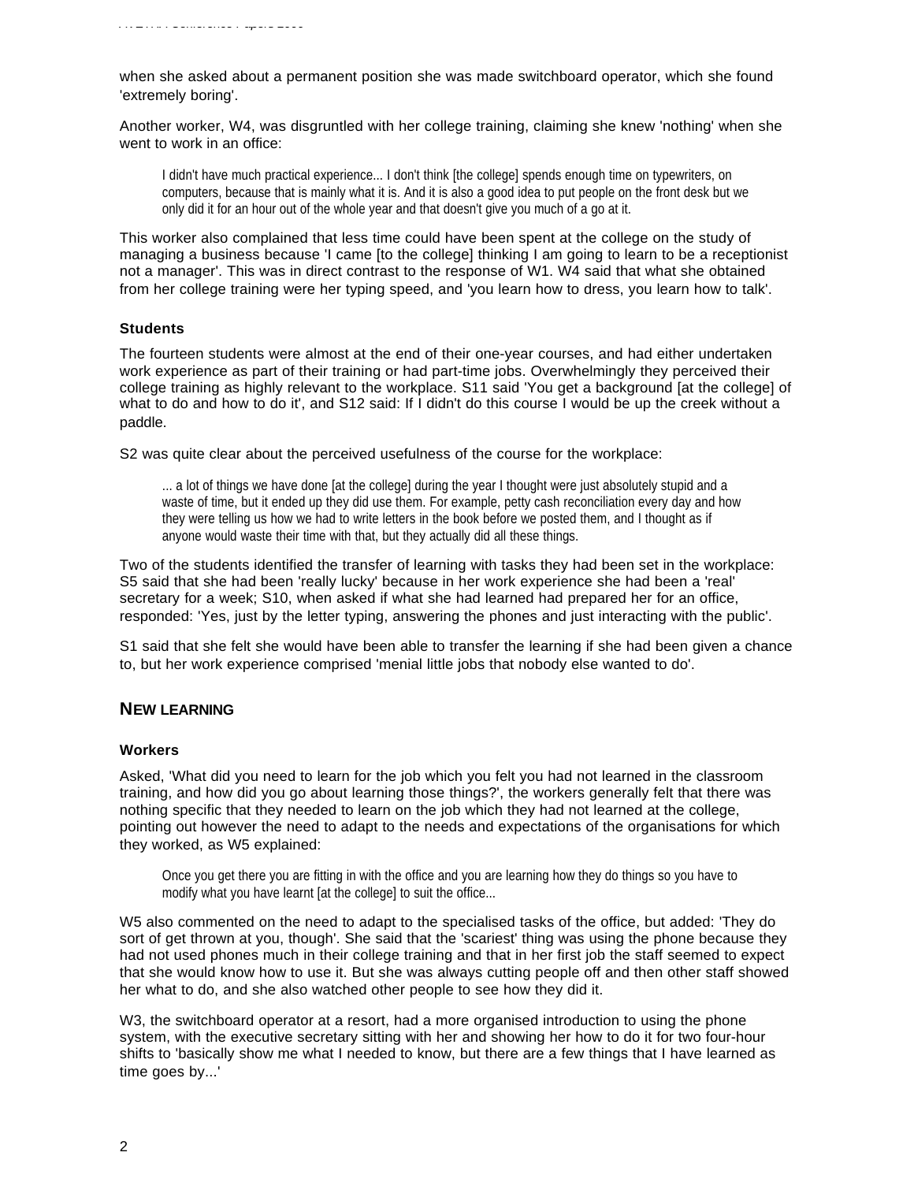when she asked about a permanent position she was made switchboard operator, which she found 'extremely boring'.

Another worker, W4, was disgruntled with her college training, claiming she knew 'nothing' when she went to work in an office:

> I didn't have much practical experience... I don't think [the college] spends enough time on typewriters, on computers, because that is mainly what it is. And it is also a good idea to put people on the front desk but we only did it for an hour out of the whole year and that doesn't give you much of a go at it.

This worker also complained that less time could have been spent at the college on the study of managing a business because 'I came [to the college] thinking I am going to learn to be a receptionist not a manager'. This was in direct contrast to the response of W1. W4 said that what she obtained from her college training were her typing speed, and 'you learn how to dress, you learn how to talk'.

### Students

The fourteen students were almost at the end of their one-year courses, and had either undertaken work experience as part of their training or had part-time jobs. Overwhelmingly they perceived their college training as highly relevant to the workplace. S11 said 'You get a background [at the college] of what to do and how to do it', and S12 said: If I didn't do this course I would be up the creek without a paddle.

S2 was quite clear about the perceived usefulness of the course for the workplace:

> ... a lot of things we have done [at the college] during the year I thought were just absolutely stupid and a waste of time, but it ended up they did use them. For example, petty cash reconciliation every day and how they were telling us how we had to write letters in the book before we posted them, and I thought as if anyone would waste their time with that, but they actually did all these things.

Two of the students identified the transfer of learning with tasks they had been set in the workplace: S5 said that she had been 'really lucky' because in her work experience she had been a 'real' secretary for a week; S10, when asked if what she had learned had prepared her for an office, responded: 'Yes, just by the letter typing, answering the phones and just interacting with the public'.

S1 said that she felt she would have been able to transfer the learning if she had been given a chance to, but her work experience comprised 'menial little jobs that nobody else wanted to do'.

## NEW LEARNING

### Workers

Asked, 'What did you need to learn for the job which you felt you had not learned in the classroom training, and how did you go about learning those things?', the workers generally felt that there was nothing specific that they needed to learn on the job which they had not learned at the college, pointing out however the need to adapt to the needs and expectations of the organisations for which they worked, as W5 explained:

> Once you get there you are fitting in with the office and you are learning how they do things so you have to modify what you have learnt [at the college] to suit the office...

W5 also commented on the need to adapt to the specialised tasks of the office, but added: 'They do sort of get thrown at you, though'. She said that the 'scariest' thing was using the phone because they had not used phones much in their college training and that in her first job the staff seemed to expect that she would know how to use it. But she was always cutting people off and then other staff showed her what to do, and she also watched other people to see how they did it.

W3, the switchboard operator at a resort, had a more organised introduction to using the phone system, with the executive secretary sitting with her and showing her how to do it for two four-hour shifts to 'basically show me what I needed to know, but there are a few things that I have learned as time goes by...'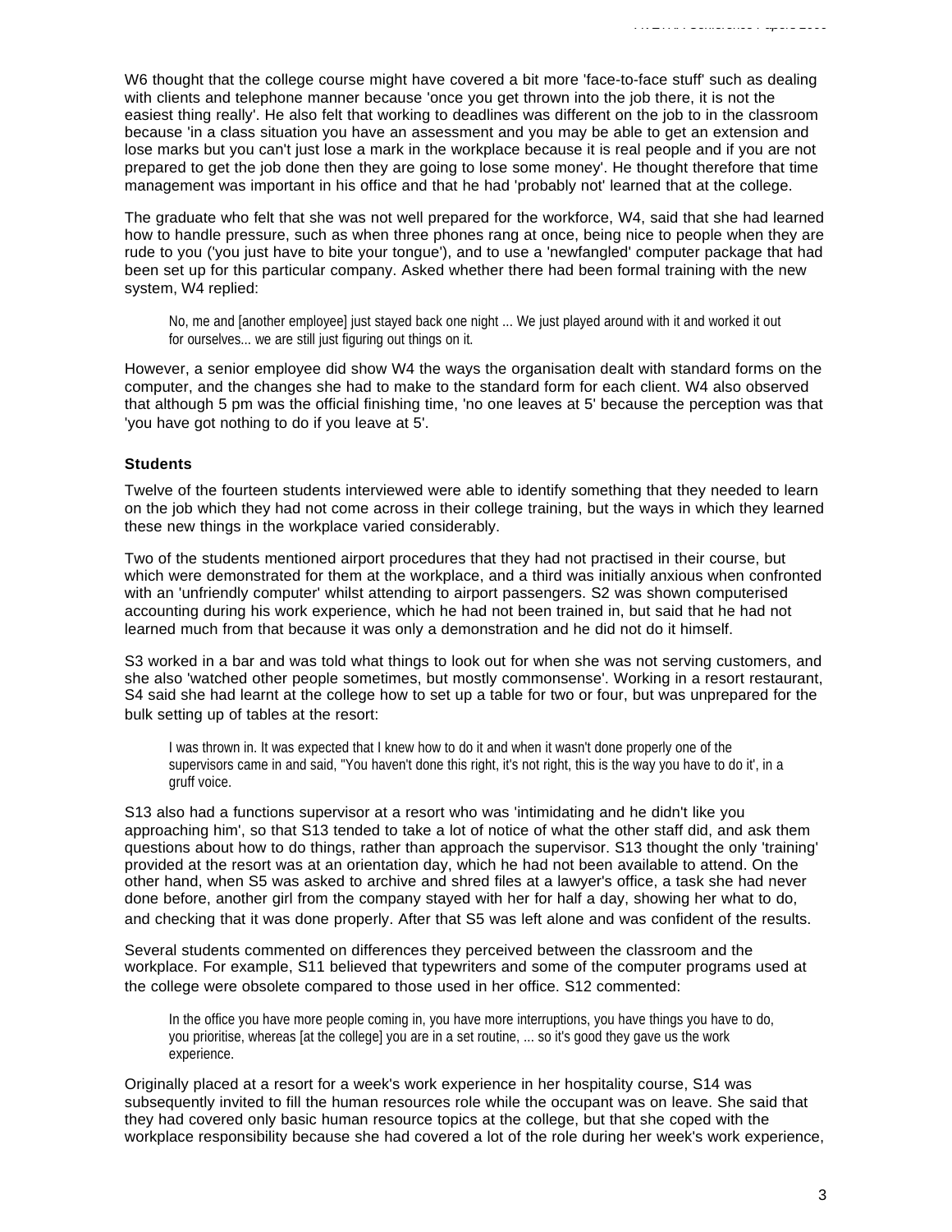W6 thought that the college course might have covered a bit more 'face-to-face stuff' such as dealing with clients and telephone manner because 'once you get thrown into the job there, it is not the easiest thing really'. He also felt that working to deadlines was different on the job to in the classroom because 'in a class situation you have an assessment and you may be able to get an extension and lose marks but you can't just lose a mark in the workplace because it is real people and if you are not prepared to get the job done then they are going to lose some money'. He thought therefore that time management was important in his office and that he had 'probably not' learned that at the college.

The graduate who felt that she was not well prepared for the workforce, W4, said that she had learned how to handle pressure, such as when three phones rang at once, being nice to people when they are rude to you ('you just have to bite your tongue'), and to use a 'newfangled' computer package that had been set up for this particular company. Asked whether there had been formal training with the new system, W4 replied:

> No, me and [another employee] just stayed back one night ... We just played around with it and worked it out for ourselves... we are still just figuring out things on it.

However, a senior employee did show W4 the ways the organisation dealt with standard forms on the computer, and the changes she had to make to the standard form for each client. W4 also observed that although 5 pm was the official finishing time, 'no one leaves at 5' because the perception was that 'you have got nothing to do if you leave at 5'.

### Students

Twelve of the fourteen students interviewed were able to identify something that they needed to learn on the job which they had not come across in their college training, but the ways in which they learned these new things in the workplace varied considerably.

Two of the students mentioned airport procedures that they had not practised in their course, but which were demonstrated for them at the workplace, and a third was initially anxious when confronted with an 'unfriendly computer' whilst attending to airport passengers. S2 was shown computerised accounting during his work experience, which he had not been trained in, but said that he had not learned much from that because it was only a demonstration and he did not do it himself.

S3 worked in a bar and was told what things to look out for when she was not serving customers, and she also 'watched other people sometimes, but mostly commonsense'. Working in a resort restaurant, S4 said she had learnt at the college how to set up a table for two or four, but was unprepared for the bulk setting up of tables at the resort:

> I was thrown in. It was expected that I knew how to do it and when it wasn't done properly one of the supervisors came in and said, "You haven't done this right, it's not right, this is the way you have to do it', in a gruff voice.

S13 also had a functions supervisor at a resort who was 'intimidating and he didn't like you approaching him', so that S13 tended to take a lot of notice of what the other staff did, and ask them questions about how to do things, rather than approach the supervisor. S13 thought the only 'training' provided at the resort was at an orientation day, which he had not been available to attend. On the other hand, when S5 was asked to archive and shred files at a lawyer's office, a task she had never done before, another girl from the company stayed with her for half a day, showing her what to do, and checking that it was done properly. After that S5 was left alone and was confident of the results.

Several students commented on differences they perceived between the classroom and the workplace. For example, S11 believed that typewriters and some of the computer programs used at the college were obsolete compared to those used in her office. S12 commented:

> In the office you have more people coming in, you have more interruptions, you have things you have to do, you prioritise, whereas [at the college] you are in a set routine, ... so it's good they gave us the work experience.

Originally placed at a resort for a week's work experience in her hospitality course, S14 was subsequently invited to fill the human resources role while the occupant was on leave. She said that they had covered only basic human resource topics at the college, but that she coped with the workplace responsibility because she had covered a lot of the role during her week's work experience,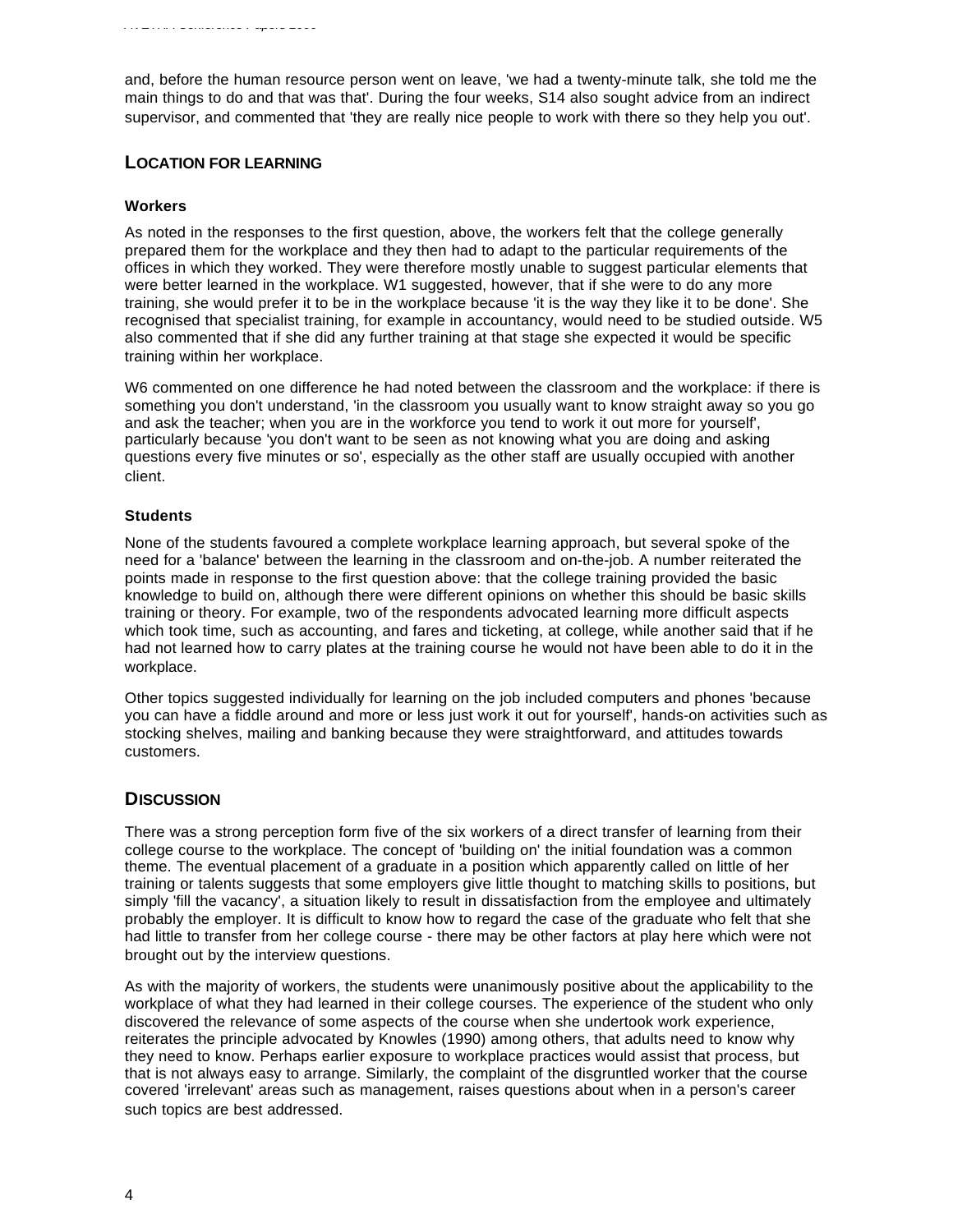and, before the human resource person went on leave, 'we had a twenty-minute talk, she told me the main things to do and that was that'. During the four weeks, S14 also sought advice from an indirect supervisor, and commented that 'they are really nice people to work with there so they help you out'.

## LOCATION FOR LEARNING

### Workers

As noted in the responses to the first question, above, the workers felt that the college generally prepared them for the workplace and they then had to adapt to the particular requirements of the offices in which they worked. They were therefore mostly unable to suggest particular elements that were better learned in the workplace. W1 suggested, however, that if she were to do any more training, she would prefer it to be in the workplace because 'it is the way they like it to be done'. She recognised that specialist training, for example in accountancy, would need to be studied outside. W5 also commented that if she did any further training at that stage she expected it would be specific training within her workplace.

W6 commented on one difference he had noted between the classroom and the workplace: if there is something you don't understand, 'in the classroom you usually want to know straight away so you go and ask the teacher; when you are in the workforce you tend to work it out more for yourself', particularly because 'you don't want to be seen as not knowing what you are doing and asking questions every five minutes or so', especially as the other staff are usually occupied with another client.

### Students

None of the students favoured a complete workplace learning approach, but several spoke of the need for a 'balance' between the learning in the classroom and on-the-job. A number reiterated the points made in response to the first question above: that the college training provided the basic knowledge to build on, although there were different opinions on whether this should be basic skills training or theory. For example, two of the respondents advocated learning more difficult aspects which took time, such as accounting, and fares and ticketing, at college, while another said that if he had not learned how to carry plates at the training course he would not have been able to do it in the workplace.

Other topics suggested individually for learning on the job included computers and phones 'because you can have a fiddle around and more or less just work it out for yourself', hands-on activities such as stocking shelves, mailing and banking because they were straightforward, and attitudes towards customers.

## DISCUSSION

There was a strong perception form five of the six workers of a direct transfer of learning from their college course to the workplace. The concept of 'building on' the initial foundation was a common theme. The eventual placement of a graduate in a position which apparently called on little of her training or talents suggests that some employers give little thought to matching skills to positions, but simply 'fill the vacancy', a situation likely to result in dissatisfaction from the employee and ultimately probably the employer. It is difficult to know how to regard the case of the graduate who felt that she had little to transfer from her college course - there may be other factors at play here which were not brought out by the interview questions.

As with the majority of workers, the students were unanimously positive about the applicability to the workplace of what they had learned in their college courses. The experience of the student who only discovered the relevance of some aspects of the course when she undertook work experience, reiterates the principle advocated by Knowles (1990) among others, that adults need to know why they need to know. Perhaps earlier exposure to workplace practices would assist that process, but that is not always easy to arrange. Similarly, the complaint of the disgruntled worker that the course covered 'irrelevant' areas such as management, raises questions about when in a person's career such topics are best addressed.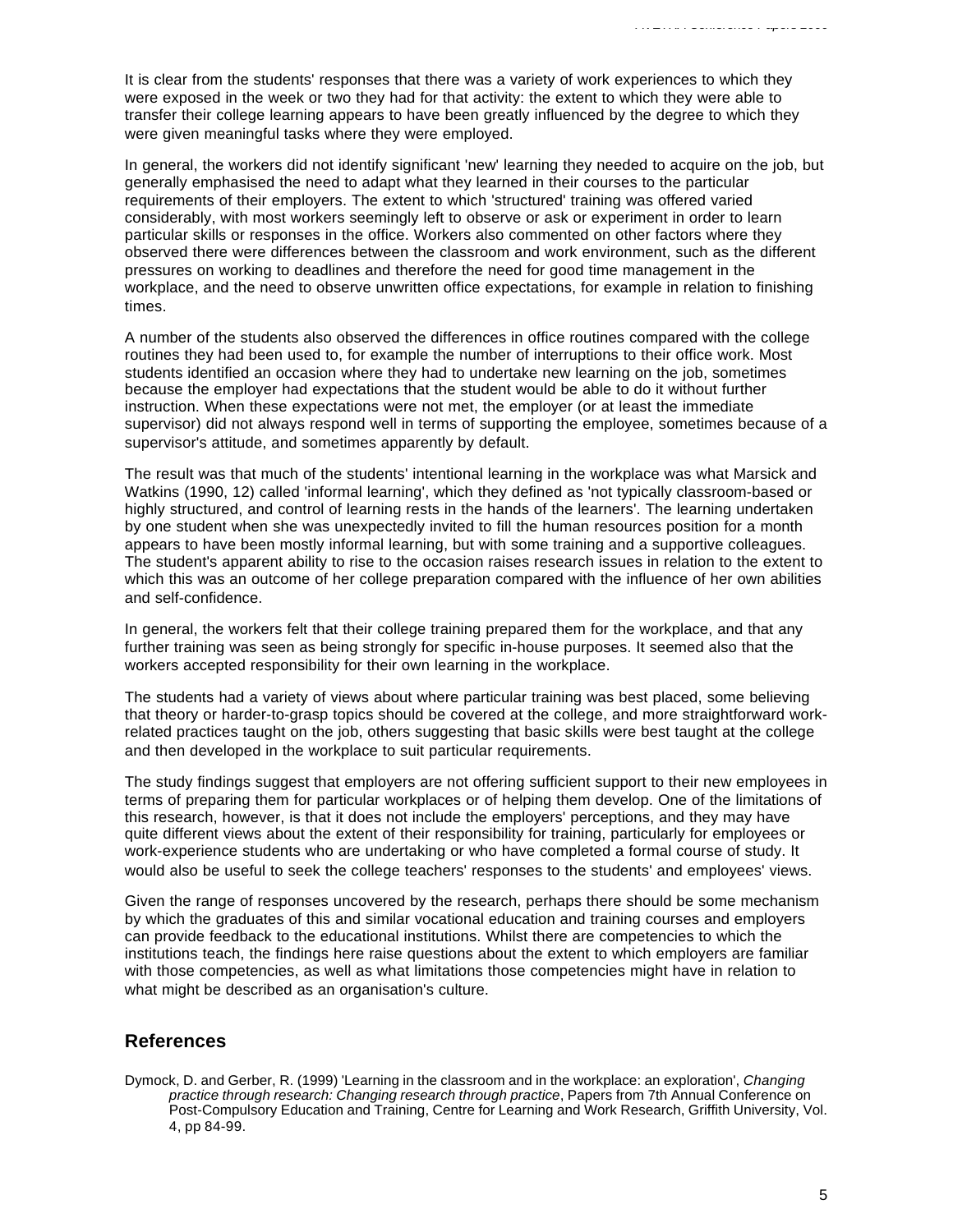It is clear from the students' responses that there was a variety of work experiences to which they were exposed in the week or two they had for that activity: the extent to which they were able to transfer their college learning appears to have been greatly influenced by the degree to which they were given meaningful tasks where they were employed.

In general, the workers did not identify significant 'new' learning they needed to acquire on the job, but generally emphasised the need to adapt what they learned in their courses to the particular requirements of their employers. The extent to which 'structured' training was offered varied considerably, with most workers seemingly left to observe or ask or experiment in order to learn particular skills or responses in the office. Workers also commented on other factors where they observed there were differences between the classroom and work environment, such as the different pressures on working to deadlines and therefore the need for good time management in the workplace, and the need to observe unwritten office expectations, for example in relation to finishing times.

A number of the students also observed the differences in office routines compared with the college routines they had been used to, for example the number of interruptions to their office work. Most students identified an occasion where they had to undertake new learning on the job, sometimes because the employer had expectations that the student would be able to do it without further instruction. When these expectations were not met, the employer (or at least the immediate supervisor) did not always respond well in terms of supporting the employee, sometimes because of a supervisor's attitude, and sometimes apparently by default.

The result was that much of the students' intentional learning in the workplace was what Marsick and Watkins (1990, 12) called 'informal learning', which they defined as 'not typically classroom-based or highly structured, and control of learning rests in the hands of the learners'. The learning undertaken by one student when she was unexpectedly invited to fill the human resources position for a month appears to have been mostly informal learning, but with some training and a supportive colleagues. The student's apparent ability to rise to the occasion raises research issues in relation to the extent to which this was an outcome of her college preparation compared with the influence of her own abilities and self-confidence.

In general, the workers felt that their college training prepared them for the workplace, and that any further training was seen as being strongly for specific in-house purposes. It seemed also that the workers accepted responsibility for their own learning in the workplace.

The students had a variety of views about where particular training was best placed, some believing that theory or harder-to-grasp topics should be covered at the college, and more straightforward work-related practices taught on the job, others suggesting that basic skills were best taught at the college and then developed in the workplace to suit particular requirements.

The study findings suggest that employers are not offering sufficient support to their new employees in terms of preparing them for particular workplaces or of helping them develop. One of the limitations of this research, however, is that it does not include the employers' perceptions, and they may have quite different views about the extent of their responsibility for training, particularly for employees or work-experience students who are undertaking or who have completed a formal course of study. It would also be useful to seek the college teachers' responses to the students' and employees' views.

Given the range of responses uncovered by the research, perhaps there should be some mechanism by which the graduates of this and similar vocational education and training courses and employers can provide feedback to the educational institutions. Whilst there are competencies to which the institutions teach, the findings here raise questions about the extent to which employers are familiar with those competencies, as well as what limitations those competencies might have in relation to what might be described as an organisation's culture.

## References

Dymock, D. and Gerber, R. (1999) 'Learning in the classroom and in the workplace: an exploration', *Changing practice through research: Changing research through practice*, Papers from 7th Annual Conference on Post-Compulsory Education and Training, Centre for Learning and Work Research, Griffith University, Vol. 4, pp 84-99.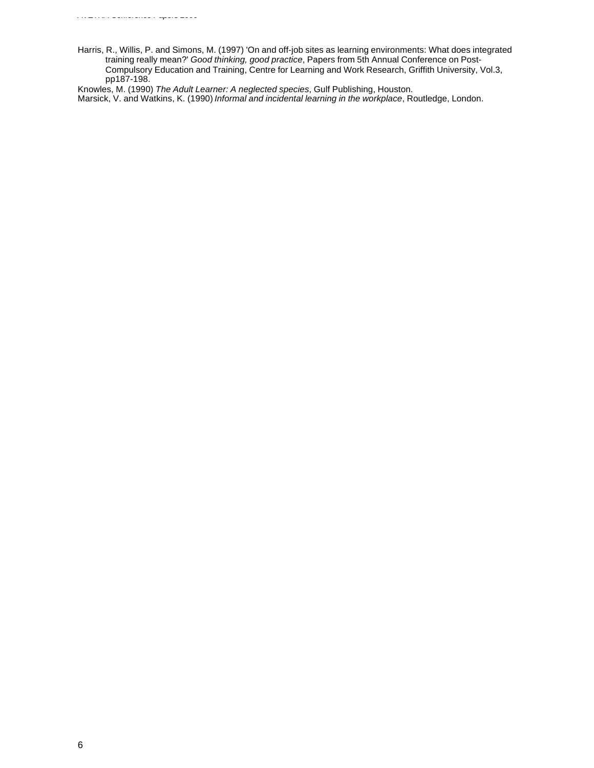Harris, R., Willis, P. and Simons, M. (1997) 'On and off-job sites as learning environments: What does integrated training really mean?' *Good thinking, good practice*, Papers from 5th Annual Conference on Post-Compulsory Education and Training, Centre for Learning and Work Research, Griffith University, Vol.3, pp187-198.

Knowles, M. (1990) *The Adult Learner: A neglected species*, Gulf Publishing, Houston.

Marsick, V. and Watkins, K. (1990) *Informal and incidental learning in the workplace*, Routledge, London.